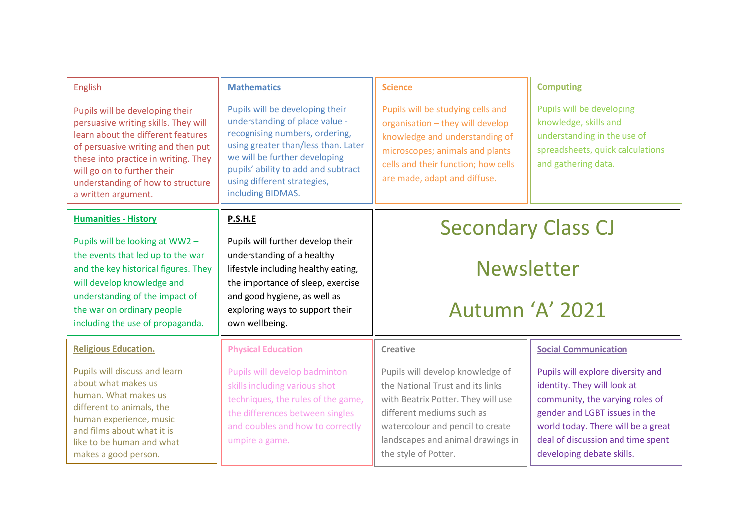# Secondary Class CJ

# Newsletter

# Autumn 'A' 2021

## English

Pupils will be developing their persuasive writing skills. They will learn about the different features of persuasive writing and then put these into practice in writing. They will go on to further their understanding of how to structure a written argument.

## Mathematics

Pupils will be developing their understanding of place value - recognising numbers, ordering, using greater than/less than. Later we will be further developing pupils' ability to add and subtract using different strategies, including BIDMAS.

## Science

Pupils will be studying cells and organisation – they will develop knowledge and understanding of microscopes; animals and plants cells and their function; how cells are made, adapt and diffuse.

## Computing

Pupils will be developing knowledge, skills and understanding in the use of spreadsheets, quick calculations and gathering data.

## Humanities - History

Pupils will be looking at WW2 – the events that led up to the war and the key historical figures. They will develop knowledge and understanding of the impact of the war on ordinary people including the use of propaganda.

## P.S.H.E

Pupils will further develop their understanding of a healthy lifestyle including healthy eating, the importance of sleep, exercise and good hygiene, as well as exploring ways to support their own wellbeing.

## Religious Education.

Pupils will discuss and learn about what makes us human. What makes us different to animals, the human experience, music and films about what it is like to be human and what makes a good person.

## Physical Education

Pupils will develop badminton skills including various shot techniques, the rules of the game, the differences between singles and doubles and how to correctly umpire a game.

## Creative

Pupils will develop knowledge of the National Trust and its links with Beatrix Potter. They will use different mediums such as watercolour and pencil to create landscapes and animal drawings in the style of Potter.

## Social Communication

Pupils will explore diversity and identity. They will look at community, the varying roles of gender and LGBT issues in the world today. There will be a great deal of discussion and time spent developing debate skills.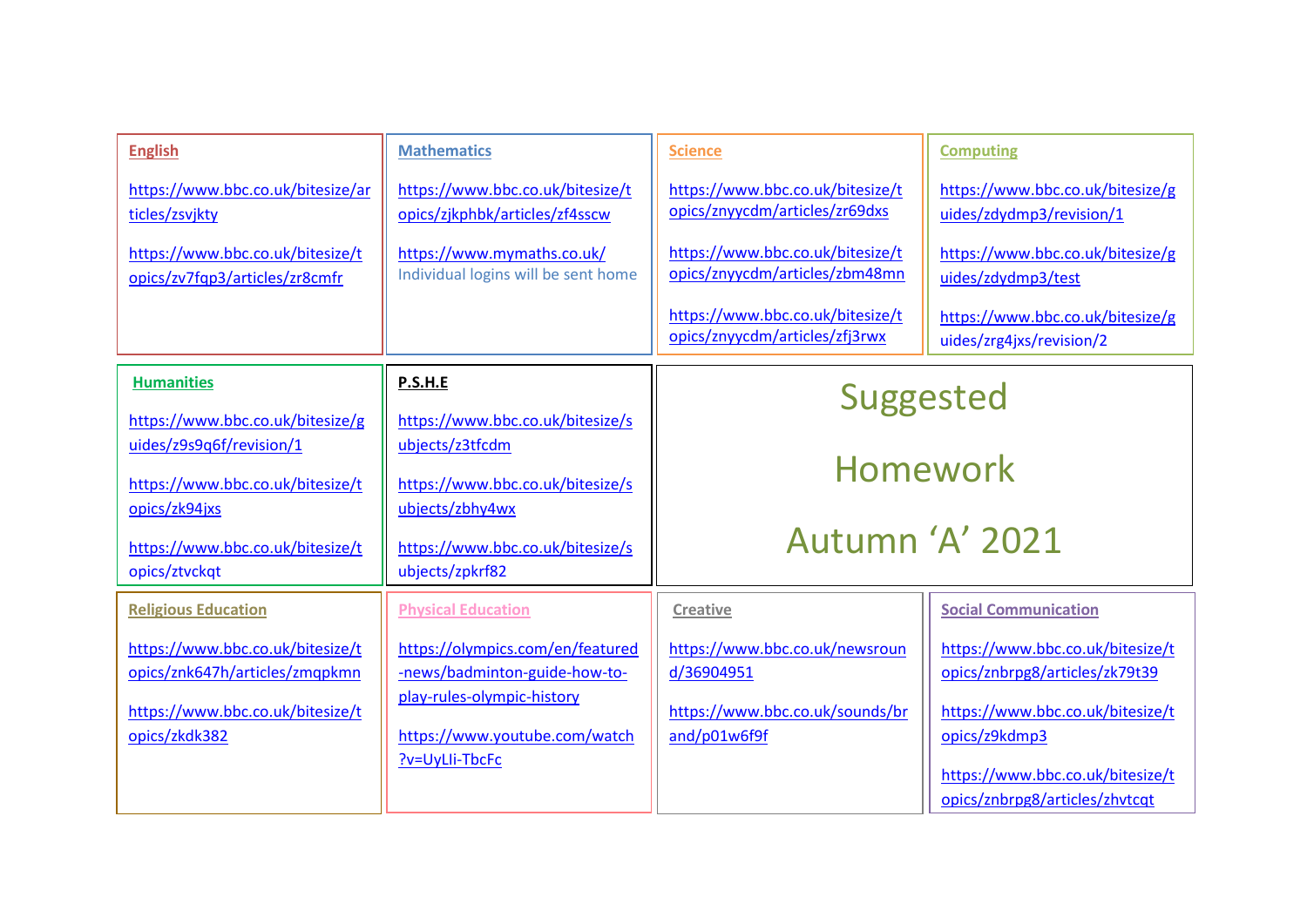# Suggested Homework

# Autumn 'A' 2021

## English

https://www.bbc.co.uk/bitesize/articles/zsvjkty

https://www.bbc.co.uk/bitesize/topics/zv7fqp3/articles/zr8cmfr

## Mathematics

https://www.bbc.co.uk/bitesize/topics/zjkphbk/articles/zf4sscw

https://www.mymaths.co.uk/
Individual logins will be sent home

## Science

https://www.bbc.co.uk/bitesize/topics/znyycdm/articles/zr69dxs

https://www.bbc.co.uk/bitesize/topics/znyycdm/articles/zbm48mn

https://www.bbc.co.uk/bitesize/topics/znyycdm/articles/zfj3rwx

## Computing

https://www.bbc.co.uk/bitesize/guides/zdydmp3/revision/1

https://www.bbc.co.uk/bitesize/guides/zdydmp3/test

https://www.bbc.co.uk/bitesize/guides/zrg4jxs/revision/2

## Humanities

https://www.bbc.co.uk/bitesize/guides/z9s9q6f/revision/1

https://www.bbc.co.uk/bitesize/topics/zk94jxs

https://www.bbc.co.uk/bitesize/topics/ztvckqt

## P.S.H.E

https://www.bbc.co.uk/bitesize/subjects/z3tfcdm

https://www.bbc.co.uk/bitesize/subjects/zbhy4wx

https://www.bbc.co.uk/bitesize/subjects/zpkrf82

## Religious Education

https://www.bbc.co.uk/bitesize/topics/znk647h/articles/zmqpkmn

https://www.bbc.co.uk/bitesize/topics/zkdk382

## Physical Education

https://olympics.com/en/featured-news/badminton-guide-how-to-play-rules-olympic-history

https://www.youtube.com/watch?v=UyLIi-TbcFc

## Creative

https://www.bbc.co.uk/newsround/36904951

https://www.bbc.co.uk/sounds/brand/p01w6f9f

## Social Communication

https://www.bbc.co.uk/bitesize/topics/znbrpg8/articles/zk79t39

https://www.bbc.co.uk/bitesize/topics/z9kdmp3

https://www.bbc.co.uk/bitesize/topics/znbrpg8/articles/zhvtcqt